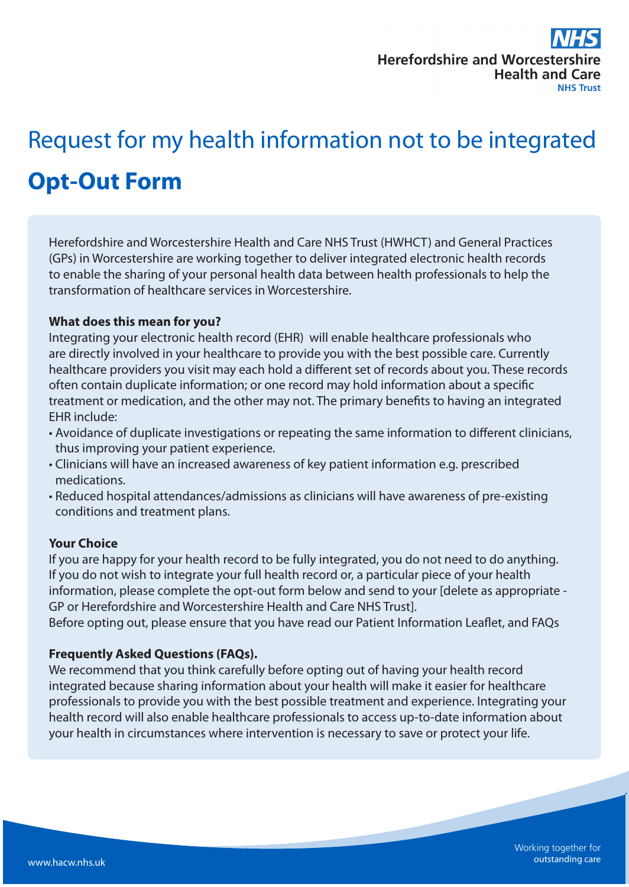Herefordshire and Worcestershire Health and Care NHS Trust

# Request for my health information not to be integrated

# Opt-Out Form

Herefordshire and Worcestershire Health and Care NHS Trust (HWHCT) and General Practices (GPs) in Worcestershire are working together to deliver integrated electronic health records to enable the sharing of your personal health data between health professionals to help the transformation of healthcare services in Worcestershire.

**What does this mean for you?**

Integrating your electronic health record (EHR) will enable healthcare professionals who are directly involved in your healthcare to provide you with the best possible care. Currently healthcare providers you visit may each hold a different set of records about you. These records often contain duplicate information; or one record may hold information about a specific treatment or medication, and the other may not. The primary benefits to having an integrated EHR include:

- Avoidance of duplicate investigations or repeating the same information to different clinicians, thus improving your patient experience.
- Clinicians will have an increased awareness of key patient information e.g. prescribed medications.
- Reduced hospital attendances/admissions as clinicians will have awareness of pre-existing conditions and treatment plans.

**Your Choice**

If you are happy for your health record to be fully integrated, you do not need to do anything. If you do not wish to integrate your full health record or, a particular piece of your health information, please complete the opt-out form below and send to your [delete as appropriate - GP or Herefordshire and Worcestershire Health and Care NHS Trust].

Before opting out, please ensure that you have read our Patient Information Leaflet, and FAQs

**Frequently Asked Questions (FAQs).**

We recommend that you think carefully before opting out of having your health record integrated because sharing information about your health will make it easier for healthcare professionals to provide you with the best possible treatment and experience. Integrating your health record will also enable healthcare professionals to access up-to-date information about your health in circumstances where intervention is necessary to save or protect your life.

www.hacw.nhs.uk

Working together for outstanding care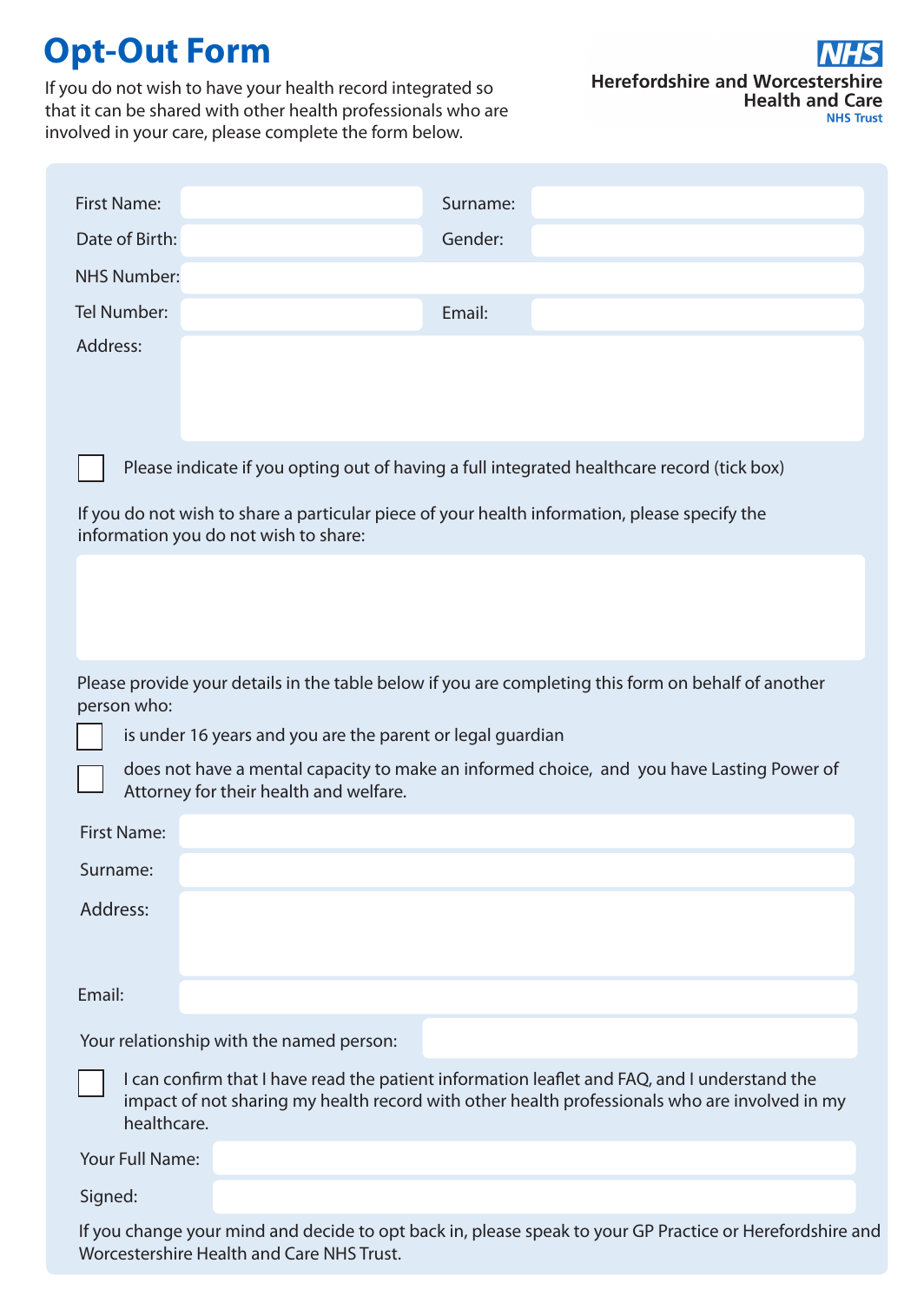# Opt-Out Form

If you do not wish to have your health record integrated so that it can be shared with other health professionals who are involved in your care, please complete the form below.

**NHS**
**Herefordshire and Worcestershire Health and Care**
**NHS Trust**

| | | | |
|---|---|---|---|
| First Name: | | Surname: | |
| Date of Birth: | | Gender: | |
| NHS Number: | | | |
| Tel Number: | | Email: | |
| Address: | | | |

☐ Please indicate if you opting out of having a full integrated healthcare record (tick box)

If you do not wish to share a particular piece of your health information, please specify the information you do not wish to share:

Please provide your details in the table below if you are completing this form on behalf of another person who:

☐ is under 16 years and you are the parent or legal guardian

☐ does not have a mental capacity to make an informed choice, and you have Lasting Power of Attorney for their health and welfare.

| | |
|---|---|
| First Name: | |
| Surname: | |
| Address: | |
| Email: | |
| Your relationship with the named person: | |

☐ I can confirm that I have read the patient information leaflet and FAQ, and I understand the impact of not sharing my health record with other health professionals who are involved in my healthcare.

| | |
|---|---|
| Your Full Name: | |
| Signed: | |

If you change your mind and decide to opt back in, please speak to your GP Practice or Herefordshire and Worcestershire Health and Care NHS Trust.